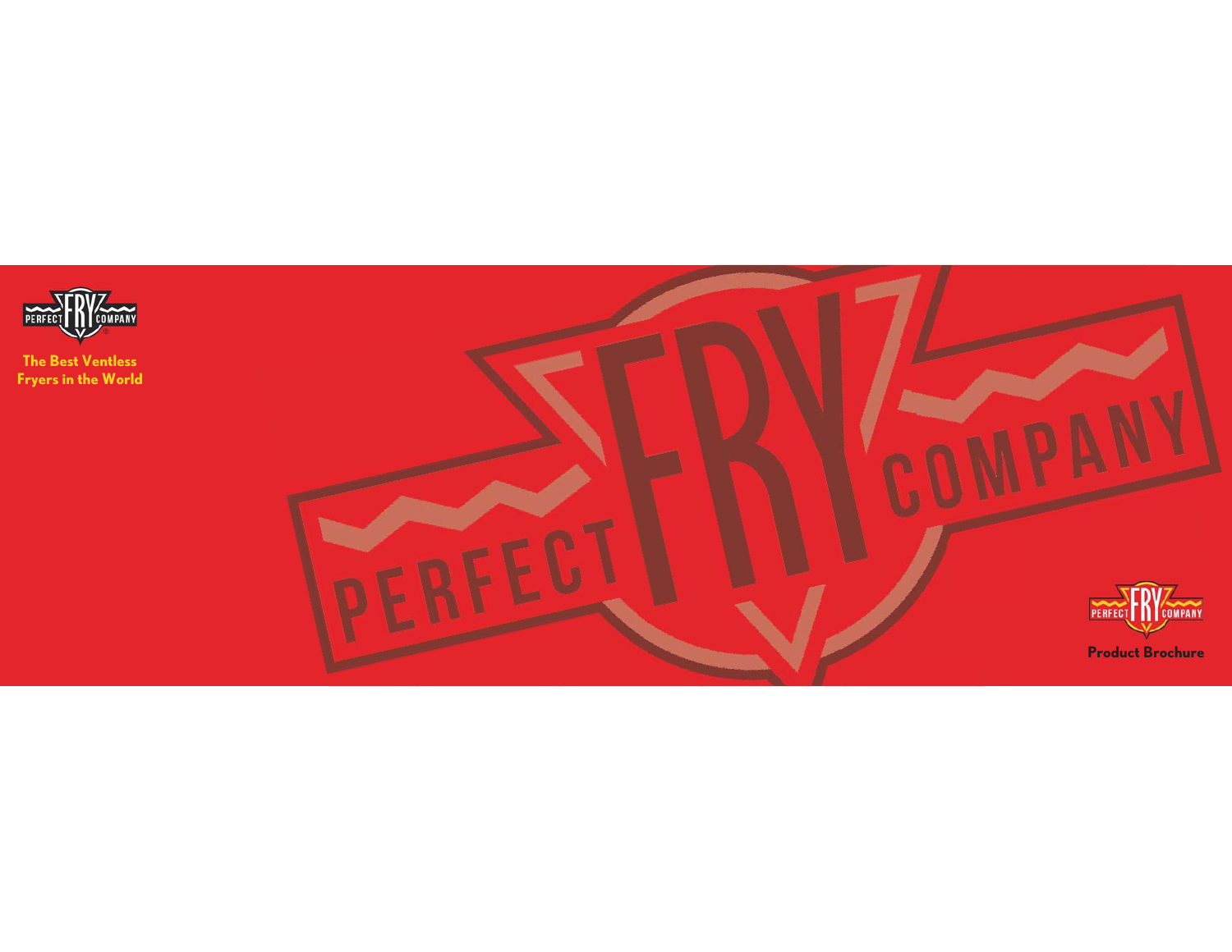**The Best Ventless Fryers in the World**

PERFECT FRY COMPANY

**Product Brochure**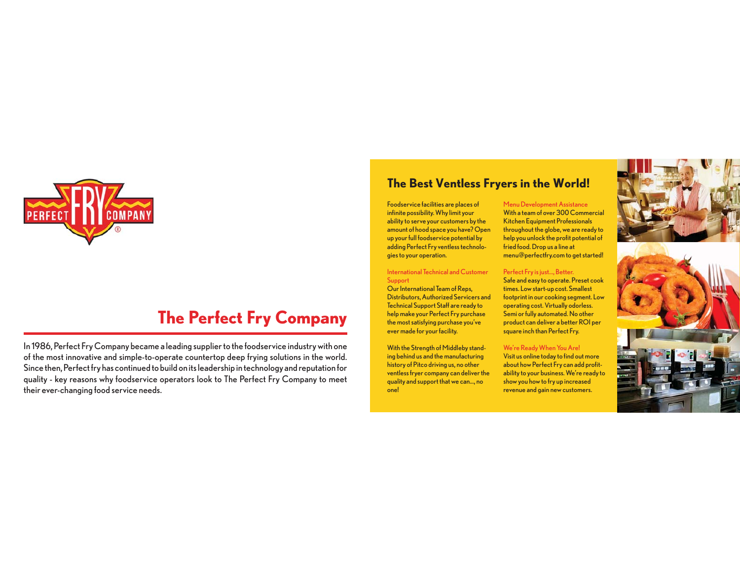# The Perfect Fry Company

In 1986, Perfect Fry Company became a leading supplier to the foodservice industry with one of the most innovative and simple-to-operate countertop deep frying solutions in the world. Since then, Perfect fry has continued to build on its leadership in technology and reputation for quality - key reasons why foodservice operators look to The Perfect Fry Company to meet their ever-changing food service needs.

## The Best Ventless Fryers in the World!

Foodservice facilities are places of infinite possibility. Why limit your ability to serve your customers by the amount of hood space you have? Open up your full foodservice potential by adding Perfect Fry ventless technologies to your operation.

### International Technical and Customer Support

Our International Team of Reps, Distributors, Authorized Servicers and Technical Support Staff are ready to help make your Perfect Fry purchase the most satisfying purchase you've ever made for your facility.

With the Strength of Middleby standing behind us and the manufacturing history of Pitco driving us, no other ventless fryer company can deliver the quality and support that we can..., no one!

### Menu Development Assistance

With a team of over 300 Commercial Kitchen Equipment Professionals throughout the globe, we are ready to help you unlock the profit potential of fried food. Drop us a line at menu@perfectfry.com to get started!

### Perfect Fry is just..., Better.

Safe and easy to operate. Preset cook times. Low start-up cost. Smallest footprint in our cooking segment. Low operating cost. Virtually odorless. Semi or fully automated. No other product can deliver a better ROI per square inch than Perfect Fry.

### We're Ready When You Are!

Visit us online today to find out more about how Perfect Fry can add profitability to your business. We're ready to show you how to fry up increased revenue and gain new customers.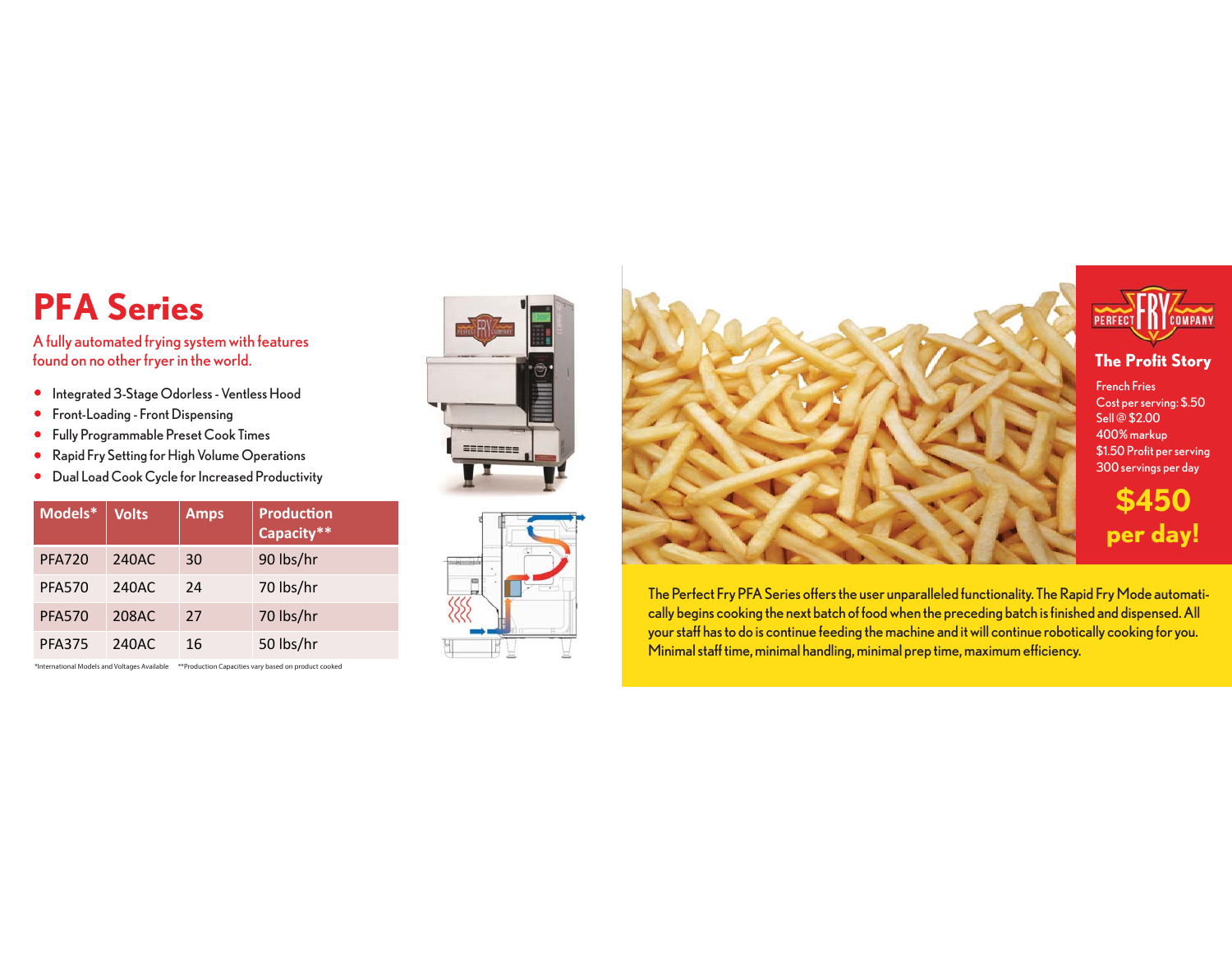# PFA Series

A fully automated frying system with features found on no other fryer in the world.

- Integrated 3-Stage Odorless - Ventless Hood
- Front-Loading - Front Dispensing
- Fully Programmable Preset Cook Times
- Rapid Fry Setting for High Volume Operations
- Dual Load Cook Cycle for Increased Productivity

| Models* | Volts | Amps | Production Capacity** |
|---|---|---|---|
| PFA720 | 240AC | 30 | 90 lbs/hr |
| PFA570 | 240AC | 24 | 70 lbs/hr |
| PFA570 | 208AC | 27 | 70 lbs/hr |
| PFA375 | 240AC | 16 | 50 lbs/hr |

*International Models and Voltages Available **Production Capacities vary based on product cooked

## The Profit Story

French Fries
Cost per serving: $.50
Sell @ $2.00
400% markup
$1.50 Profit per serving
300 servings per day

**$450 per day!**

The Perfect Fry PFA Series offers the user unparalleled functionality. The Rapid Fry Mode automatically begins cooking the next batch of food when the preceding batch is finished and dispensed. All your staff has to do is continue feeding the machine and it will continue robotically cooking for you. Minimal staff time, minimal handling, minimal prep time, maximum efficiency.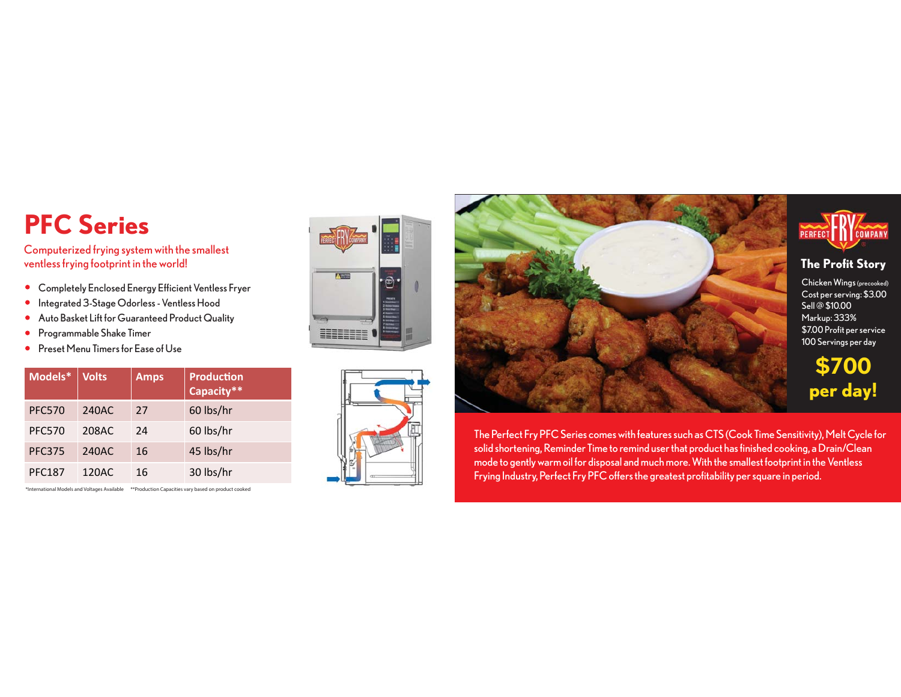# PFC Series

Computerized frying system with the smallest ventless frying footprint in the world!

- Completely Enclosed Energy Efficient Ventless Fryer
- Integrated 3-Stage Odorless - Ventless Hood
- Auto Basket Lift for Guaranteed Product Quality
- Programmable Shake Timer
- Preset Menu Timers for Ease of Use

| Models* | Volts | Amps | Production Capacity** |
|---|---|---|---|
| PFC570 | 240AC | 27 | 60 lbs/hr |
| PFC570 | 208AC | 24 | 60 lbs/hr |
| PFC375 | 240AC | 16 | 45 lbs/hr |
| PFC187 | 120AC | 16 | 30 lbs/hr |

*International Models and Voltages Available **Production Capacities vary based on product cooked

## The Profit Story

Chicken Wings (precooked)
Cost per serving: $3.00
Sell @ $10.00
Markup: 333%
$7.00 Profit per service
100 Servings per day

**$700 per day!**

The Perfect Fry PFC Series comes with features such as CTS (Cook Time Sensitivity), Melt Cycle for solid shortening, Reminder Time to remind user that product has finished cooking, a Drain/Clean mode to gently warm oil for disposal and much more. With the smallest footprint in the Ventless Frying Industry, Perfect Fry PFC offers the greatest profitability per square in period.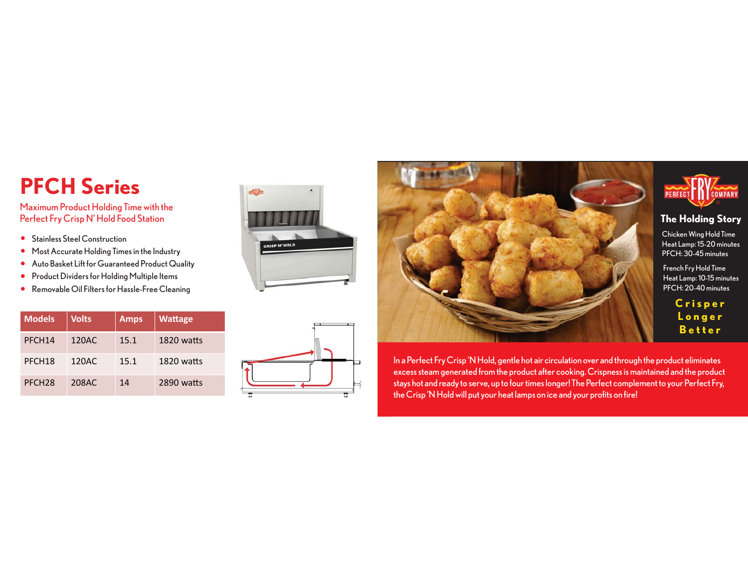# PFCH Series

Maximum Product Holding Time with the Perfect Fry Crisp N' Hold Food Station

- Stainless Steel Construction
- Most Accurate Holding Times in the Industry
- Auto Basket Lift for Guaranteed Product Quality
- Product Dividers for Holding Multiple Items
- Removable Oil Filters for Hassle-Free Cleaning

| Models | Volts | Amps | Wattage |
|---|---|---|---|
| PFCH14 | 120AC | 15.1 | 1820 watts |
| PFCH18 | 120AC | 15.1 | 1820 watts |
| PFCH28 | 208AC | 14 | 2890 watts |

## The Holding Story

Chicken Wing Hold Time
Heat Lamp: 15-20 minutes
PFCH: 30-45 minutes

French Fry Hold Time
Heat Lamp: 10-15 minutes
PFCH: 20-40 minutes

**Crisper Longer Better**

In a Perfect Fry Crisp 'N Hold, gentle hot air circulation over and through the product eliminates excess steam generated from the product after cooking. Crispness is maintained and the product stays hot and ready to serve, up to four times longer! The Perfect complement to your Perfect Fry, the Crisp 'N Hold will put your heat lamps on ice and your profits on fire!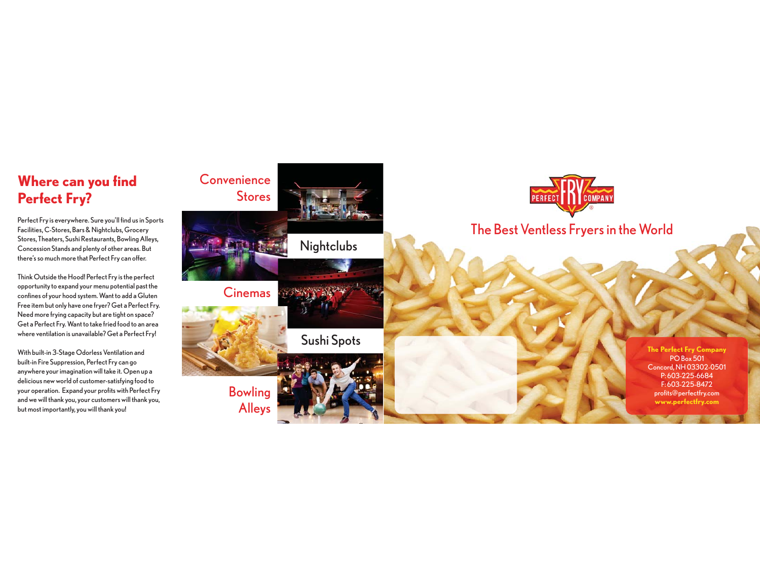## Where can you find Perfect Fry?

Perfect Fry is everywhere. Sure you'll find us in Sports Facilities, C-Stores, Bars & Nightclubs, Grocery Stores, Theaters, Sushi Restaurants, Bowling Alleys, Concession Stands and plenty of other areas. But there's so much more that Perfect Fry can offer.

Think Outside the Hood! Perfect Fry is the perfect opportunity to expand your menu potential past the confines of your hood system. Want to add a Gluten Free item but only have one fryer? Get a Perfect Fry. Need more frying capacity but are tight on space? Get a Perfect Fry. Want to take fried food to an area where ventilation is unavailable? Get a Perfect Fry!

With built-in 3-Stage Odorless Ventilation and built-in Fire Suppression, Perfect Fry can go anywhere your imagination will take it. Open up a delicious new world of customer-satisfying food to your operation. Expand your profits with Perfect Fry and we will thank you, your customers will thank you, but most importantly, you will thank you!

Convenience Stores

Nightclubs

Cinemas

Sushi Spots

Bowling Alleys

PERFECT FRY COMPANY

The Best Ventless Fryers in the World

**The Perfect Fry Company**
PO Box 501
Concord, NH 03302-0501
P: 603-225-6684
F: 603-225-8472
profits@perfectfry.com
**www.perfectfry.com**